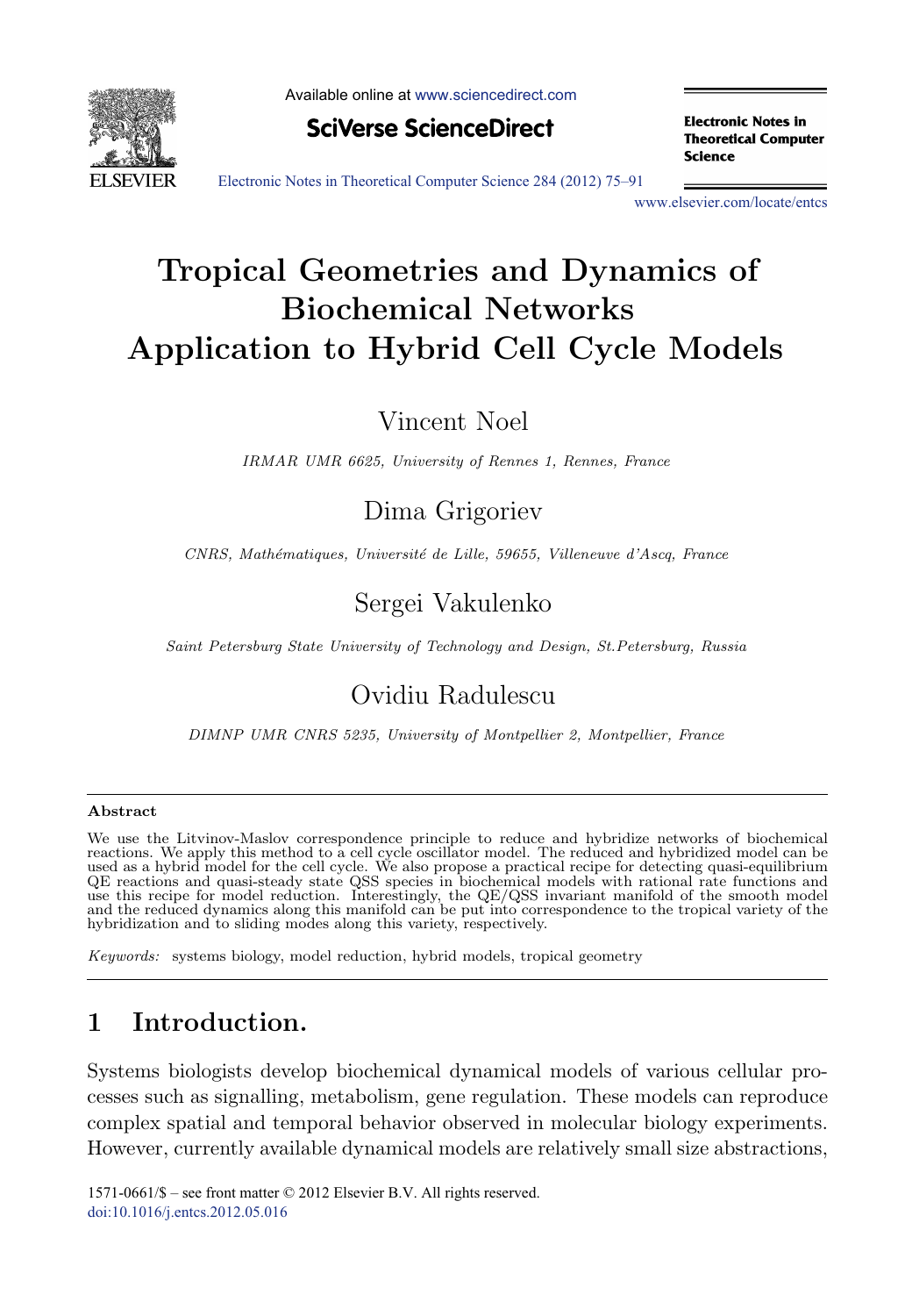# Tropical Geometries and Dynamics of Biochemical Networks Application to Hybrid Cell Cycle Models

Vincent Noel

*IRMAR UMR 6625, University of Rennes 1, Rennes, France*

Dima Grigoriev

*CNRS, Mathématiques, Université de Lille, 59655, Villeneuve d'Ascq, France*

Sergei Vakulenko

*Saint Petersburg State University of Technology and Design, St.Petersburg, Russia*

Ovidiu Radulescu

*DIMNP UMR CNRS 5235, University of Montpellier 2, Montpellier, France*

## Abstract

We use the Litvinov-Maslov correspondence principle to reduce and hybridize networks of biochemical reactions. We apply this method to a cell cycle oscillator model. The reduced and hybridized model can be used as a hybrid model for the cell cycle. We also propose a practical recipe for detecting quasi-equilibrium QE reactions and quasi-steady state QSS species in biochemical models with rational rate functions and use this recipe for model reduction. Interestingly, the QE/QSS invariant manifold of the smooth model and the reduced dynamics along this manifold can be put into correspondence to the tropical variety of the hybridization and to sliding modes along this variety, respectively.

*Keywords:* systems biology, model reduction, hybrid models, tropical geometry

## 1 Introduction.

Systems biologists develop biochemical dynamical models of various cellular processes such as signalling, metabolism, gene regulation. These models can reproduce complex spatial and temporal behavior observed in molecular biology experiments. However, currently available dynamical models are relatively small size abstractions,

1571-0661/$ – see front matter © 2012 Elsevier B.V. All rights reserved.
doi:10.1016/j.entcs.2012.05.016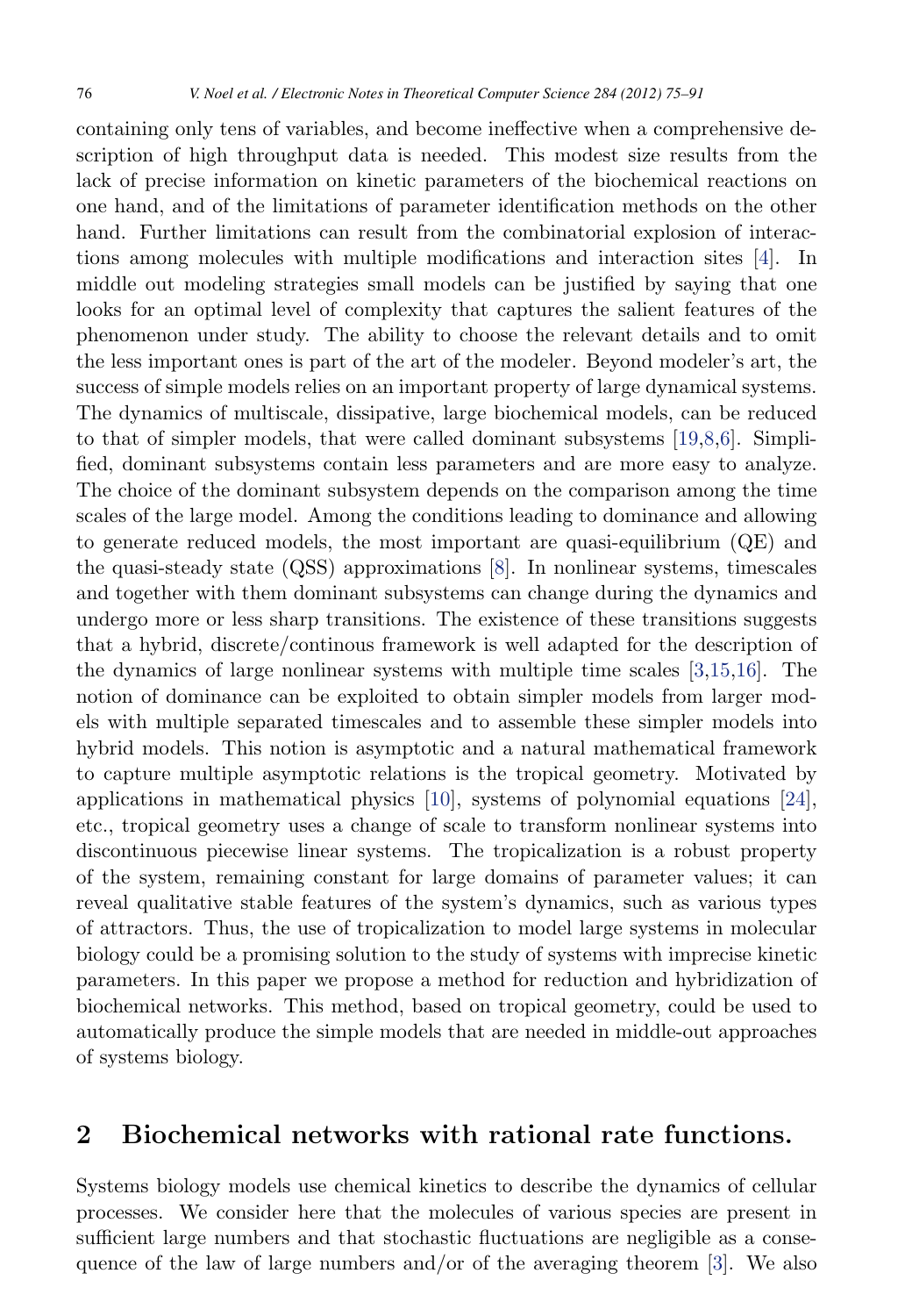containing only tens of variables, and become ineffective when a comprehensive description of high throughput data is needed. This modest size results from the lack of precise information on kinetic parameters of the biochemical reactions on one hand, and of the limitations of parameter identification methods on the other hand. Further limitations can result from the combinatorial explosion of interactions among molecules with multiple modifications and interaction sites [4]. In middle out modeling strategies small models can be justified by saying that one looks for an optimal level of complexity that captures the salient features of the phenomenon under study. The ability to choose the relevant details and to omit the less important ones is part of the art of the modeler. Beyond modeler's art, the success of simple models relies on an important property of large dynamical systems. The dynamics of multiscale, dissipative, large biochemical models, can be reduced to that of simpler models, that were called dominant subsystems [19,8,6]. Simplified, dominant subsystems contain less parameters and are more easy to analyze. The choice of the dominant subsystem depends on the comparison among the time scales of the large model. Among the conditions leading to dominance and allowing to generate reduced models, the most important are quasi-equilibrium (QE) and the quasi-steady state (QSS) approximations [8]. In nonlinear systems, timescales and together with them dominant subsystems can change during the dynamics and undergo more or less sharp transitions. The existence of these transitions suggests that a hybrid, discrete/continous framework is well adapted for the description of the dynamics of large nonlinear systems with multiple time scales [3,15,16]. The notion of dominance can be exploited to obtain simpler models from larger models with multiple separated timescales and to assemble these simpler models into hybrid models. This notion is asymptotic and a natural mathematical framework to capture multiple asymptotic relations is the tropical geometry. Motivated by applications in mathematical physics [10], systems of polynomial equations [24], etc., tropical geometry uses a change of scale to transform nonlinear systems into discontinuous piecewise linear systems. The tropicalization is a robust property of the system, remaining constant for large domains of parameter values; it can reveal qualitative stable features of the system's dynamics, such as various types of attractors. Thus, the use of tropicalization to model large systems in molecular biology could be a promising solution to the study of systems with imprecise kinetic parameters. In this paper we propose a method for reduction and hybridization of biochemical networks. This method, based on tropical geometry, could be used to automatically produce the simple models that are needed in middle-out approaches of systems biology.

## 2 Biochemical networks with rational rate functions.

Systems biology models use chemical kinetics to describe the dynamics of cellular processes. We consider here that the molecules of various species are present in sufficient large numbers and that stochastic fluctuations are negligible as a consequence of the law of large numbers and/or of the averaging theorem [3]. We also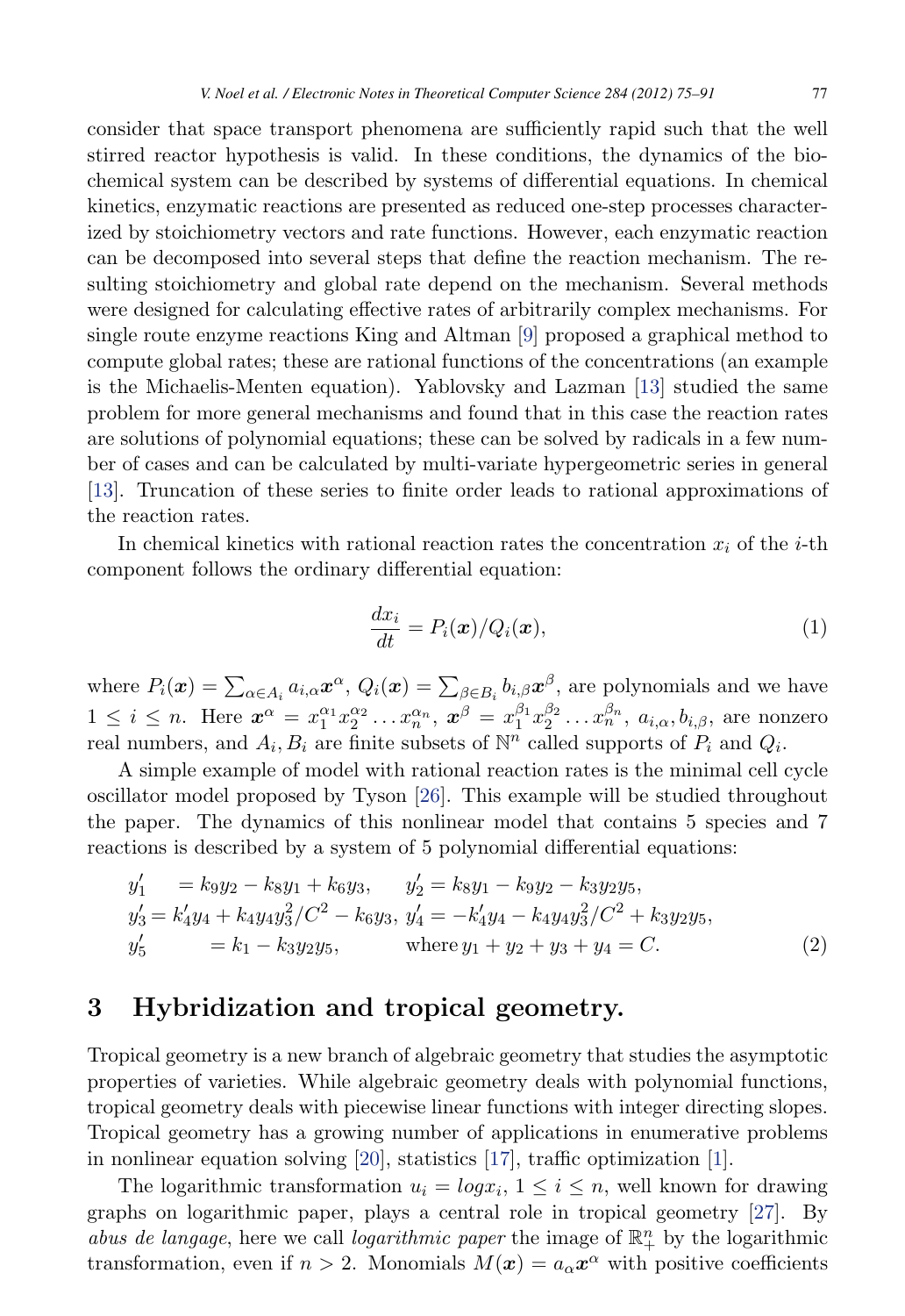consider that space transport phenomena are sufficiently rapid such that the well stirred reactor hypothesis is valid. In these conditions, the dynamics of the biochemical system can be described by systems of differential equations. In chemical kinetics, enzymatic reactions are presented as reduced one-step processes characterized by stoichiometry vectors and rate functions. However, each enzymatic reaction can be decomposed into several steps that define the reaction mechanism. The resulting stoichiometry and global rate depend on the mechanism. Several methods were designed for calculating effective rates of arbitrarily complex mechanisms. For single route enzyme reactions King and Altman [9] proposed a graphical method to compute global rates; these are rational functions of the concentrations (an example is the Michaelis-Menten equation). Yablovsky and Lazman [13] studied the same problem for more general mechanisms and found that in this case the reaction rates are solutions of polynomial equations; these can be solved by radicals in a few number of cases and can be calculated by multi-variate hypergeometric series in general [13]. Truncation of these series to finite order leads to rational approximations of the reaction rates.

In chemical kinetics with rational reaction rates the concentration $x_i$ of the $i$-th component follows the ordinary differential equation:

$$\frac{dx_i}{dt} = P_i(\boldsymbol{x})/Q_i(\boldsymbol{x}), \tag{1}$$

where $P_i(\boldsymbol{x}) = \sum_{\alpha \in A_i} a_{i,\alpha}\boldsymbol{x}^{\alpha}$, $Q_i(\boldsymbol{x}) = \sum_{\beta \in B_i} b_{i,\beta}\boldsymbol{x}^{\beta}$, are polynomials and we have $1 \leq i \leq n$. Here $\boldsymbol{x}^{\alpha} = x_1^{\alpha_1}x_2^{\alpha_2}\ldots x_n^{\alpha_n}$, $\boldsymbol{x}^{\beta} = x_1^{\beta_1}x_2^{\beta_2}\ldots x_n^{\beta_n}$, $a_{i,\alpha}, b_{i,\beta}$, are nonzero real numbers, and $A_i, B_i$ are finite subsets of $\mathbb{N}^n$ called supports of $P_i$ and $Q_i$.

A simple example of model with rational reaction rates is the minimal cell cycle oscillator model proposed by Tyson [26]. This example will be studied throughout the paper. The dynamics of this nonlinear model that contains 5 species and 7 reactions is described by a system of 5 polynomial differential equations:

$$\begin{aligned}
y_1' &= k_9y_2 - k_8y_1 + k_6y_3, \quad y_2' = k_8y_1 - k_9y_2 - k_3y_2y_5,\\
y_3' &= k_4'y_4 + k_4y_4y_3^2/C^2 - k_6y_3, \; y_4' = -k_4'y_4 - k_4y_4y_3^2/C^2 + k_3y_2y_5,\\
y_5' &= k_1 - k_3y_2y_5, \qquad \text{where } y_1 + y_2 + y_3 + y_4 = C.
\end{aligned} \tag{2}$$

## 3 Hybridization and tropical geometry.

Tropical geometry is a new branch of algebraic geometry that studies the asymptotic properties of varieties. While algebraic geometry deals with polynomial functions, tropical geometry deals with piecewise linear functions with integer directing slopes. Tropical geometry has a growing number of applications in enumerative problems in nonlinear equation solving [20], statistics [17], traffic optimization [1].

The logarithmic transformation $u_i = log x_i$, $1 \leq i \leq n$, well known for drawing graphs on logarithmic paper, plays a central role in tropical geometry [27]. By *abus de langage*, here we call *logarithmic paper* the image of $\mathbb{R}_+^n$ by the logarithmic transformation, even if $n > 2$. Monomials $M(\boldsymbol{x}) = a_{\alpha}\boldsymbol{x}^{\alpha}$ with positive coefficients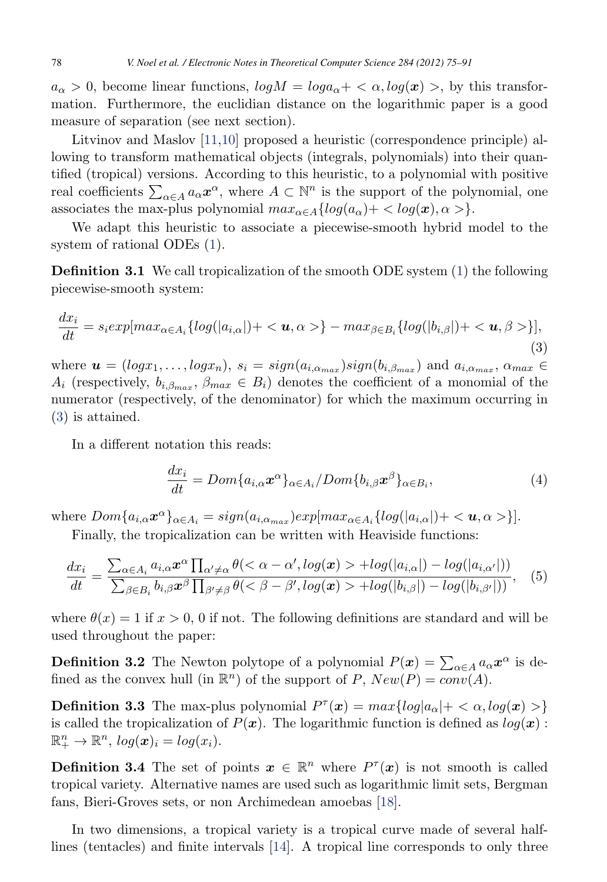$a_\alpha > 0$, become linear functions, $logM = loga_\alpha + < \alpha, log(\boldsymbol{x}) >$, by this transformation. Furthermore, the euclidian distance on the logarithmic paper is a good measure of separation (see next section).

Litvinov and Maslov [11,10] proposed a heuristic (correspondence principle) allowing to transform mathematical objects (integrals, polynomials) into their quantified (tropical) versions. According to this heuristic, to a polynomial with positive real coefficients $\sum_{\alpha \in A} a_\alpha \boldsymbol{x}^\alpha$, where $A \subset \mathbb{N}^n$ is the support of the polynomial, one associates the max-plus polynomial $max_{\alpha \in A}\{log(a_\alpha) + < log(\boldsymbol{x}), \alpha >\}$.

We adapt this heuristic to associate a piecewise-smooth hybrid model to the system of rational ODEs (1).

**Definition 3.1** We call tropicalization of the smooth ODE system (1) the following piecewise-smooth system:

$$\frac{dx_i}{dt} = s_i exp[max_{\alpha \in A_i}\{log(|a_{i,\alpha}|) + < \boldsymbol{u}, \alpha >\} - max_{\beta \in B_i}\{log(|b_{i,\beta}|) + < \boldsymbol{u}, \beta >\}], \tag{3}$$

where $\boldsymbol{u} = (logx_1, \ldots, logx_n)$, $s_i = sign(a_{i,\alpha_{max}})sign(b_{i,\beta_{max}})$ and $a_{i,\alpha_{max}}$, $\alpha_{max} \in A_i$ (respectively, $b_{i,\beta_{max}}$, $\beta_{max} \in B_i$) denotes the coefficient of a monomial of the numerator (respectively, of the denominator) for which the maximum occurring in (3) is attained.

In a different notation this reads:

$$\frac{dx_i}{dt} = Dom\{a_{i,\alpha}\boldsymbol{x}^\alpha\}_{\alpha \in A_i} / Dom\{b_{i,\beta}\boldsymbol{x}^\beta\}_{\alpha \in B_i}, \tag{4}$$

where $Dom\{a_{i,\alpha}\boldsymbol{x}^\alpha\}_{\alpha \in A_i} = sign(a_{i,\alpha_{max}})exp[max_{\alpha \in A_i}\{log(|a_\alpha|) + < \boldsymbol{u}, \alpha >\}]$.

Finally, the tropicalization can be written with Heaviside functions:

$$\frac{dx_i}{dt} = \frac{\sum_{\alpha \in A_i} a_{i,\alpha}\boldsymbol{x}^\alpha \prod_{\alpha' \neq \alpha} \theta(< \alpha - \alpha', log(\boldsymbol{x}) > + log(|a_{i,\alpha}|) - log(|a_{i,\alpha'}|))}{\sum_{\beta \in B_i} b_{i,\beta}\boldsymbol{x}^\beta \prod_{\beta' \neq \beta} \theta(< \beta - \beta', log(\boldsymbol{x}) > + log(|b_{i,\beta}|) - log(|b_{i,\beta'}|))}, \tag{5}$$

where $\theta(x) = 1$ if $x > 0$, 0 if not. The following definitions are standard and will be used throughout the paper:

**Definition 3.2** The Newton polytope of a polynomial $P(\boldsymbol{x}) = \sum_{\alpha \in A} a_\alpha \boldsymbol{x}^\alpha$ is defined as the convex hull (in $\mathbb{R}^n$) of the support of $P$, $New(P) = conv(A)$.

**Definition 3.3** The max-plus polynomial $P^\tau(\boldsymbol{x}) = max\{log|a_\alpha| + < \alpha, log(\boldsymbol{x}) >\}$ is called the tropicalization of $P(\boldsymbol{x})$. The logarithmic function is defined as $log(\boldsymbol{x}) : \mathbb{R}^n_+ \to \mathbb{R}^n$, $log(\boldsymbol{x})_i = log(x_i)$.

**Definition 3.4** The set of points $\boldsymbol{x} \in \mathbb{R}^n$ where $P^\tau(\boldsymbol{x})$ is not smooth is called tropical variety. Alternative names are used such as logarithmic limit sets, Bergman fans, Bieri-Groves sets, or non Archimedean amoebas [18].

In two dimensions, a tropical variety is a tropical curve made of several half-lines (tentacles) and finite intervals [14]. A tropical line corresponds to only three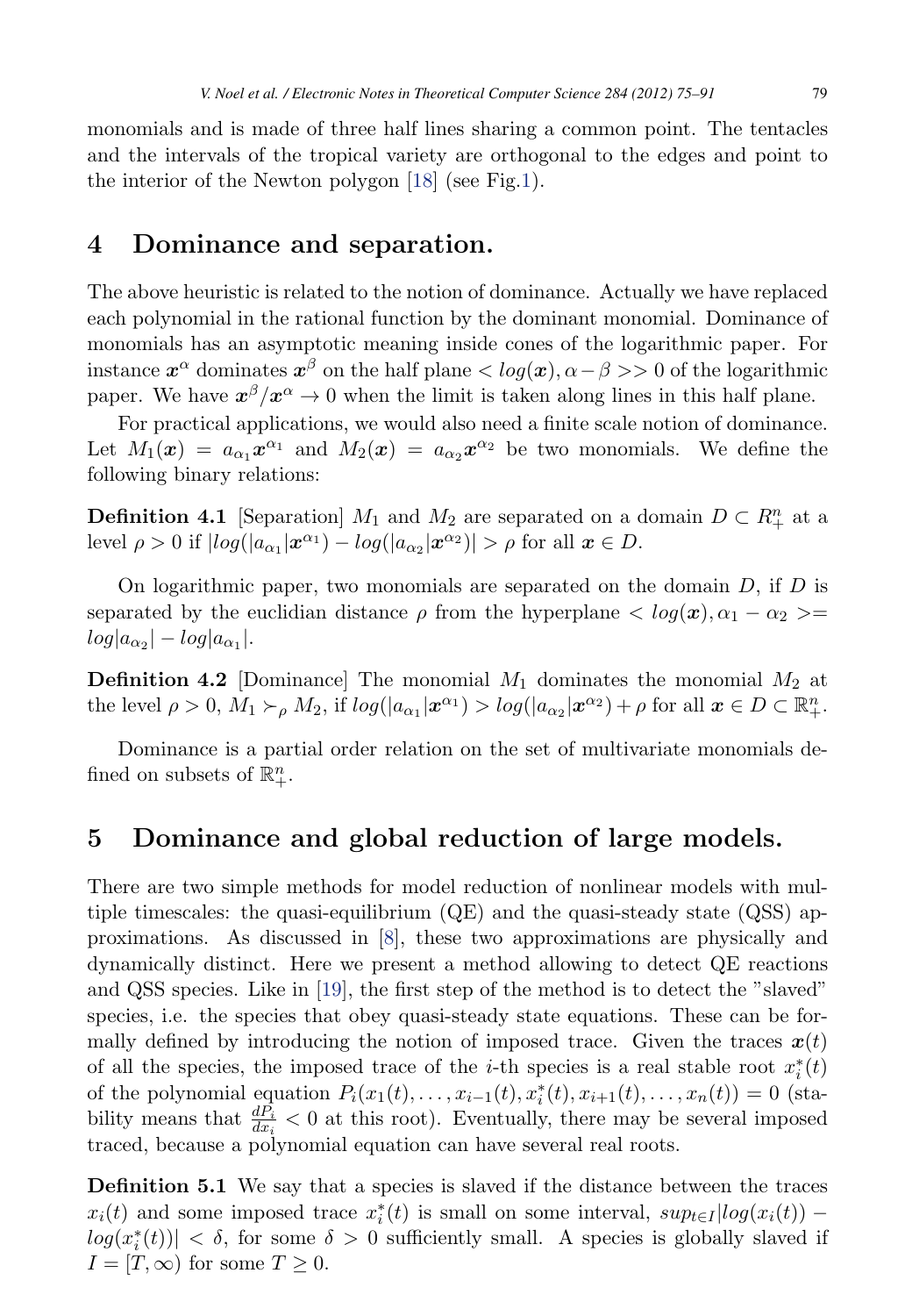monomials and is made of three half lines sharing a common point. The tentacles and the intervals of the tropical variety are orthogonal to the edges and point to the interior of the Newton polygon [18] (see Fig.1).

## 4 Dominance and separation.

The above heuristic is related to the notion of dominance. Actually we have replaced each polynomial in the rational function by the dominant monomial. Dominance of monomials has an asymptotic meaning inside cones of the logarithmic paper. For instance $\boldsymbol{x}^{\alpha}$ dominates $\boldsymbol{x}^{\beta}$ on the half plane $< log(\boldsymbol{x}), \alpha - \beta >> 0$ of the logarithmic paper. We have $\boldsymbol{x}^{\beta}/\boldsymbol{x}^{\alpha} \rightarrow 0$ when the limit is taken along lines in this half plane.

For practical applications, we would also need a finite scale notion of dominance. Let $M_1(\boldsymbol{x}) = a_{\alpha_1}\boldsymbol{x}^{\alpha_1}$ and $M_2(\boldsymbol{x}) = a_{\alpha_2}\boldsymbol{x}^{\alpha_2}$ be two monomials. We define the following binary relations:

**Definition 4.1** [Separation] $M_1$ and $M_2$ are separated on a domain $D \subset R_+^n$ at a level $\rho > 0$ if $|log(|a_{\alpha_1}|\boldsymbol{x}^{\alpha_1}) - log(|a_{\alpha_2}|\boldsymbol{x}^{\alpha_2})| > \rho$ for all $\boldsymbol{x} \in D$.

On logarithmic paper, two monomials are separated on the domain $D$, if $D$ is separated by the euclidian distance $\rho$ from the hyperplane $< log(\boldsymbol{x}), \alpha_1 - \alpha_2 >= log|a_{\alpha_2}| - log|a_{\alpha_1}|$.

**Definition 4.2** [Dominance] The monomial $M_1$ dominates the monomial $M_2$ at the level $\rho > 0$, $M_1 \succ_{\rho} M_2$, if $log(|a_{\alpha_1}|\boldsymbol{x}^{\alpha_1}) > log(|a_{\alpha_2}|\boldsymbol{x}^{\alpha_2}) + \rho$ for all $\boldsymbol{x} \in D \subset \mathbb{R}_+^n$.

Dominance is a partial order relation on the set of multivariate monomials defined on subsets of $\mathbb{R}_+^n$.

## 5 Dominance and global reduction of large models.

There are two simple methods for model reduction of nonlinear models with multiple timescales: the quasi-equilibrium (QE) and the quasi-steady state (QSS) approximations. As discussed in [8], these two approximations are physically and dynamically distinct. Here we present a method allowing to detect QE reactions and QSS species. Like in [19], the first step of the method is to detect the "slaved" species, i.e. the species that obey quasi-steady state equations. These can be formally defined by introducing the notion of imposed trace. Given the traces $\boldsymbol{x}(t)$ of all the species, the imposed trace of the $i$-th species is a real stable root $x_i^*(t)$ of the polynomial equation $P_i(x_1(t), \ldots, x_{i-1}(t), x_i^*(t), x_{i+1}(t), \ldots, x_n(t)) = 0$ (stability means that $\frac{dP_i}{dx_i} < 0$ at this root). Eventually, there may be several imposed traced, because a polynomial equation can have several real roots.

**Definition 5.1** We say that a species is slaved if the distance between the traces $x_i(t)$ and some imposed trace $x_i^*(t)$ is small on some interval, $sup_{t \in I}|log(x_i(t)) - log(x_i^*(t))| < \delta$, for some $\delta > 0$ sufficiently small. A species is globally slaved if $I = [T, \infty)$ for some $T \geq 0$.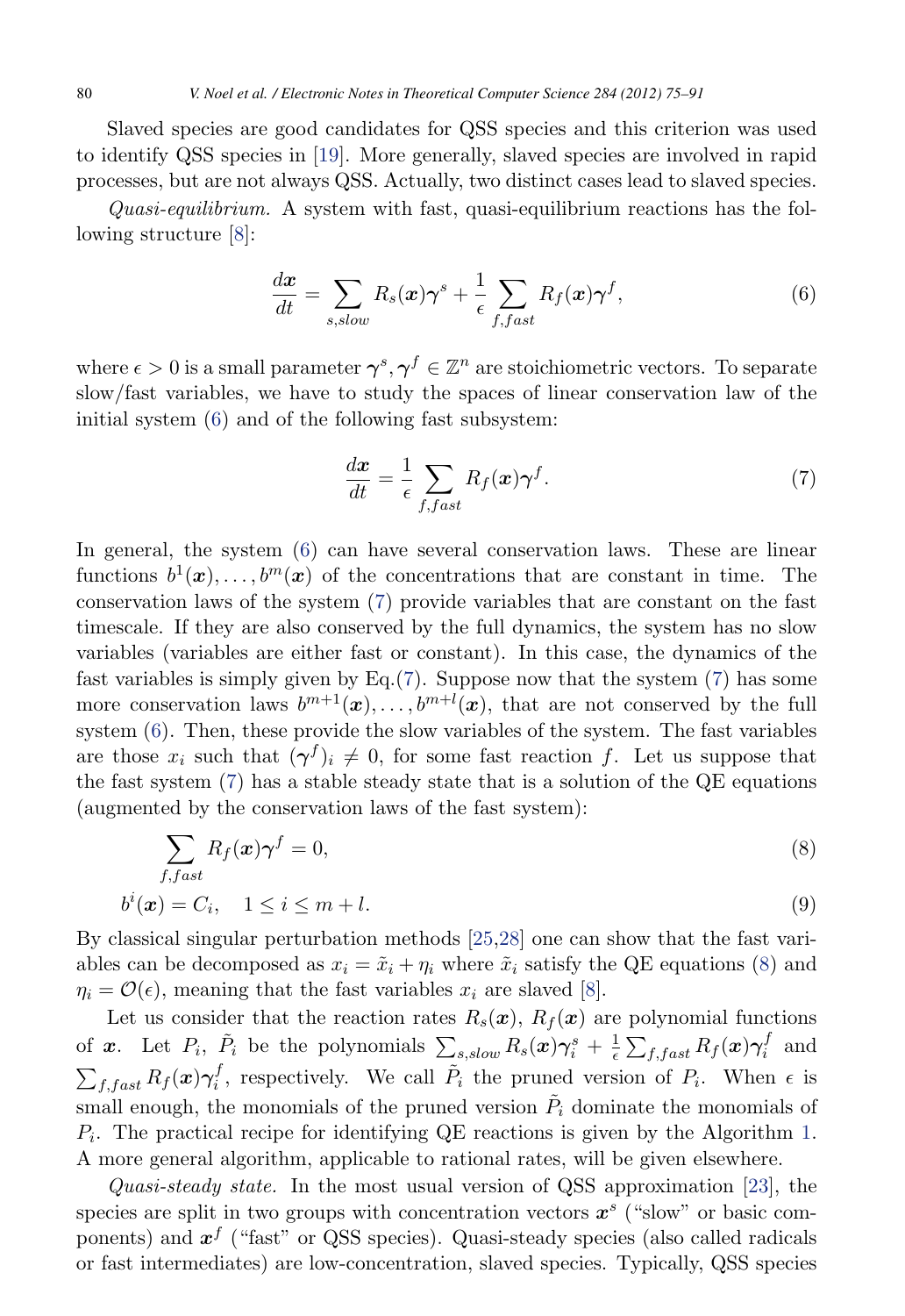Slaved species are good candidates for QSS species and this criterion was used to identify QSS species in [19]. More generally, slaved species are involved in rapid processes, but are not always QSS. Actually, two distinct cases lead to slaved species.

*Quasi-equilibrium.* A system with fast, quasi-equilibrium reactions has the following structure [8]:

$$\frac{d\boldsymbol{x}}{dt} = \sum_{s,slow} R_s(\boldsymbol{x})\boldsymbol{\gamma}^s + \frac{1}{\epsilon}\sum_{f,fast} R_f(\boldsymbol{x})\boldsymbol{\gamma}^f, \tag{6}$$

where $\epsilon > 0$ is a small parameter $\boldsymbol{\gamma}^s, \boldsymbol{\gamma}^f \in \mathbb{Z}^n$ are stoichiometric vectors. To separate slow/fast variables, we have to study the spaces of linear conservation law of the initial system (6) and of the following fast subsystem:

$$\frac{d\boldsymbol{x}}{dt} = \frac{1}{\epsilon}\sum_{f,fast} R_f(\boldsymbol{x})\boldsymbol{\gamma}^f. \tag{7}$$

In general, the system (6) can have several conservation laws. These are linear functions $b^1(\boldsymbol{x}), \dots, b^m(\boldsymbol{x})$ of the concentrations that are constant in time. The conservation laws of the system (7) provide variables that are constant on the fast timescale. If they are also conserved by the full dynamics, the system has no slow variables (variables are either fast or constant). In this case, the dynamics of the fast variables is simply given by Eq.(7). Suppose now that the system (7) has some more conservation laws $b^{m+1}(\boldsymbol{x}), \dots, b^{m+l}(\boldsymbol{x})$, that are not conserved by the full system (6). Then, these provide the slow variables of the system. The fast variables are those $x_i$ such that $(\boldsymbol{\gamma}^f)_i \neq 0$, for some fast reaction $f$. Let us suppose that the fast system (7) has a stable steady state that is a solution of the QE equations (augmented by the conservation laws of the fast system):

$$\sum_{f,fast} R_f(\boldsymbol{x})\boldsymbol{\gamma}^f = 0, \tag{8}$$

$$b^i(\boldsymbol{x}) = C_i, \quad 1 \leq i \leq m+l. \tag{9}$$

By classical singular perturbation methods [25,28] one can show that the fast variables can be decomposed as $x_i = \tilde{x}_i + \eta_i$ where $\tilde{x}_i$ satisfy the QE equations (8) and $\eta_i = \mathcal{O}(\epsilon)$, meaning that the fast variables $x_i$ are slaved [8].

Let us consider that the reaction rates $R_s(\boldsymbol{x})$, $R_f(\boldsymbol{x})$ are polynomial functions of $\boldsymbol{x}$. Let $P_i$, $\tilde{P}_i$ be the polynomials $\sum_{s,slow} R_s(\boldsymbol{x})\boldsymbol{\gamma}_i^s + \frac{1}{\epsilon}\sum_{f,fast} R_f(\boldsymbol{x})\boldsymbol{\gamma}_i^f$ and $\sum_{f,fast} R_f(\boldsymbol{x})\boldsymbol{\gamma}_i^f$, respectively. We call $\tilde{P}_i$ the pruned version of $P_i$. When $\epsilon$ is small enough, the monomials of the pruned version $\tilde{P}_i$ dominate the monomials of $P_i$. The practical recipe for identifying QE reactions is given by the Algorithm 1. A more general algorithm, applicable to rational rates, will be given elsewhere.

*Quasi-steady state.* In the most usual version of QSS approximation [23], the species are split in two groups with concentration vectors $\boldsymbol{x}^s$ ("slow" or basic components) and $\boldsymbol{x}^f$ ("fast" or QSS species). Quasi-steady species (also called radicals or fast intermediates) are low-concentration, slaved species. Typically, QSS species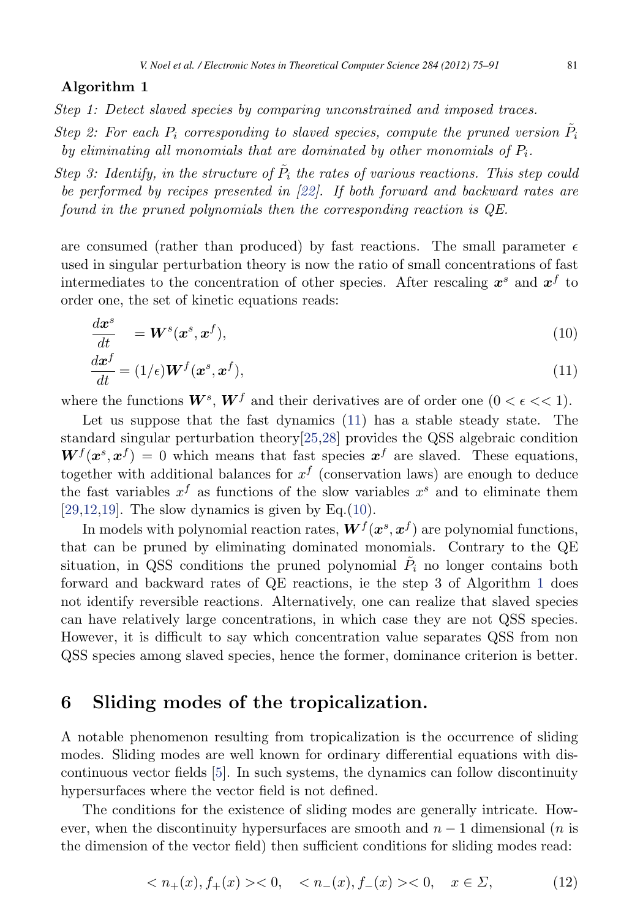**Algorithm 1**

*Step 1: Detect slaved species by comparing unconstrained and imposed traces.*

*Step 2: For each $P_i$ corresponding to slaved species, compute the pruned version $\tilde{P}_i$ by eliminating all monomials that are dominated by other monomials of $P_i$.*

*Step 3: Identify, in the structure of $\tilde{P}_i$ the rates of various reactions. This step could be performed by recipes presented in [22]. If both forward and backward rates are found in the pruned polynomials then the corresponding reaction is QE.*

are consumed (rather than produced) by fast reactions. The small parameter $\epsilon$ used in singular perturbation theory is now the ratio of small concentrations of fast intermediates to the concentration of other species. After rescaling $\boldsymbol{x}^s$ and $\boldsymbol{x}^f$ to order one, the set of kinetic equations reads:

$$\frac{d\boldsymbol{x}^s}{dt} = \boldsymbol{W}^s(\boldsymbol{x}^s, \boldsymbol{x}^f), \tag{10}$$

$$\frac{d\boldsymbol{x}^f}{dt} = (1/\epsilon)\boldsymbol{W}^f(\boldsymbol{x}^s, \boldsymbol{x}^f), \tag{11}$$

where the functions $\boldsymbol{W}^s$, $\boldsymbol{W}^f$ and their derivatives are of order one ($0 < \epsilon << 1$).

Let us suppose that the fast dynamics (11) has a stable steady state. The standard singular perturbation theory[25,28] provides the QSS algebraic condition $\boldsymbol{W}^f(\boldsymbol{x}^s, \boldsymbol{x}^f) = 0$ which means that fast species $\boldsymbol{x}^f$ are slaved. These equations, together with additional balances for $x^f$ (conservation laws) are enough to deduce the fast variables $x^f$ as functions of the slow variables $x^s$ and to eliminate them [29,12,19]. The slow dynamics is given by Eq.(10).

In models with polynomial reaction rates, $\boldsymbol{W}^f(\boldsymbol{x}^s, \boldsymbol{x}^f)$ are polynomial functions, that can be pruned by eliminating dominated monomials. Contrary to the QE situation, in QSS conditions the pruned polynomial $\tilde{P}_i$ no longer contains both forward and backward rates of QE reactions, ie the step 3 of Algorithm 1 does not identify reversible reactions. Alternatively, one can realize that slaved species can have relatively large concentrations, in which case they are not QSS species. However, it is difficult to say which concentration value separates QSS from non QSS species among slaved species, hence the former, dominance criterion is better.

## 6 Sliding modes of the tropicalization.

A notable phenomenon resulting from tropicalization is the occurrence of sliding modes. Sliding modes are well known for ordinary differential equations with discontinuous vector fields [5]. In such systems, the dynamics can follow discontinuity hypersurfaces where the vector field is not defined.

The conditions for the existence of sliding modes are generally intricate. However, when the discontinuity hypersurfaces are smooth and $n-1$ dimensional ($n$ is the dimension of the vector field) then sufficient conditions for sliding modes read:

$$< n_+(x), f_+(x) >< 0, \quad < n_-(x), f_-(x) >< 0, \quad x \in \Sigma, \tag{12}$$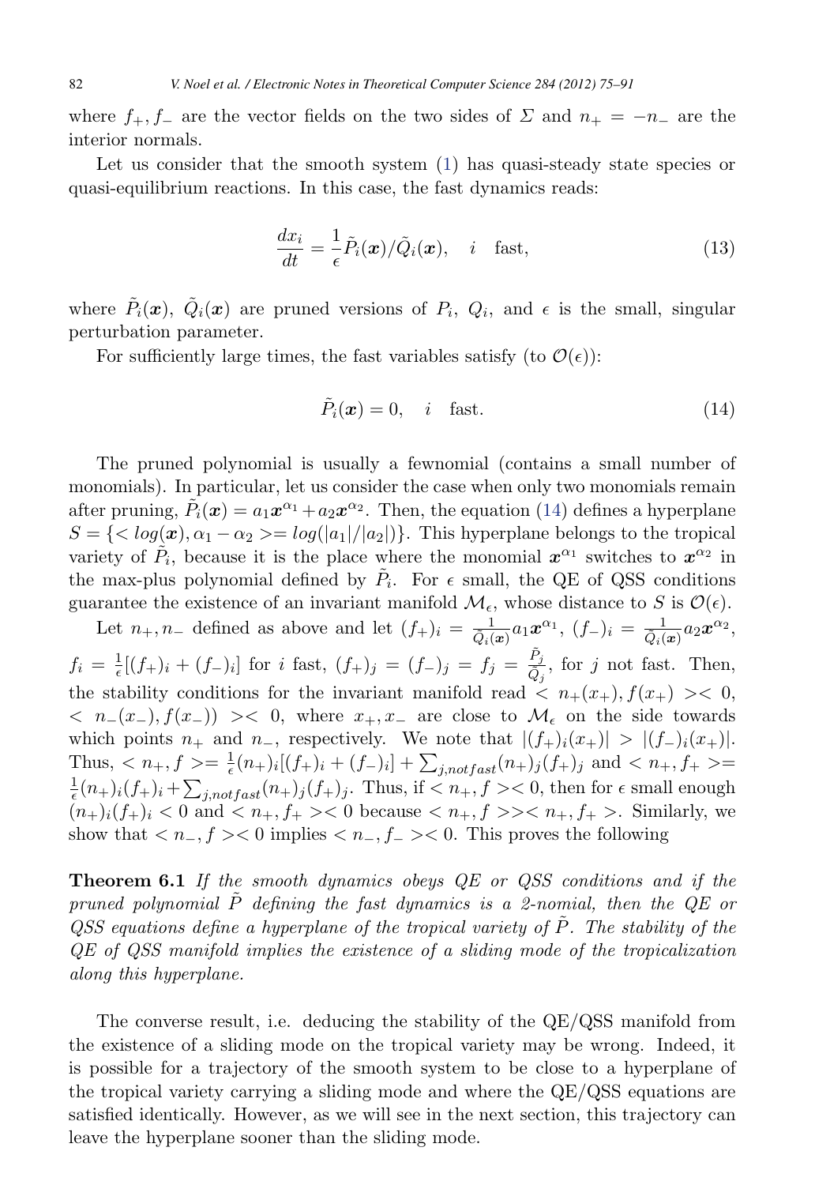where $f_+, f_-$ are the vector fields on the two sides of $\Sigma$ and $n_+ = -n_-$ are the interior normals.

Let us consider that the smooth system (1) has quasi-steady state species or quasi-equilibrium reactions. In this case, the fast dynamics reads:

$$\frac{dx_i}{dt} = \frac{1}{\epsilon}\tilde{P}_i(\boldsymbol{x})/\tilde{Q}_i(\boldsymbol{x}), \quad i \quad \text{fast}, \tag{13}$$

where $\tilde{P}_i(\boldsymbol{x})$, $\tilde{Q}_i(\boldsymbol{x})$ are pruned versions of $P_i$, $Q_i$, and $\epsilon$ is the small, singular perturbation parameter.

For sufficiently large times, the fast variables satisfy (to $\mathcal{O}(\epsilon)$):

$$\tilde{P}_i(\boldsymbol{x}) = 0, \quad i \quad \text{fast}. \tag{14}$$

The pruned polynomial is usually a fewnomial (contains a small number of monomials). In particular, let us consider the case when only two monomials remain after pruning, $\tilde{P}_i(\boldsymbol{x}) = a_1\boldsymbol{x}^{\alpha_1} + a_2\boldsymbol{x}^{\alpha_2}$. Then, the equation (14) defines a hyperplane $S = \{< log(\boldsymbol{x}), \alpha_1 - \alpha_2 >= log(|a_1|/|a_2|)\}$. This hyperplane belongs to the tropical variety of $\tilde{P}_i$, because it is the place where the monomial $\boldsymbol{x}^{\alpha_1}$ switches to $\boldsymbol{x}^{\alpha_2}$ in the max-plus polynomial defined by $\tilde{P}_i$. For $\epsilon$ small, the QE of QSS conditions guarantee the existence of an invariant manifold $\mathcal{M}_\epsilon$, whose distance to $S$ is $\mathcal{O}(\epsilon)$.

Let $n_+, n_-$ defined as above and let $(f_+)_i = \frac{1}{\tilde{Q}_i(\boldsymbol{x})}a_1\boldsymbol{x}^{\alpha_1}$, $(f_-)_i = \frac{1}{\tilde{Q}_i(\boldsymbol{x})}a_2\boldsymbol{x}^{\alpha_2}$, $f_i = \frac{1}{\epsilon}[(f_+)_i + (f_-)_i]$ for $i$ fast, $(f_+)_j = (f_-)_j = f_j = \frac{\tilde{P}_j}{\tilde{Q}_j}$, for $j$ not fast. Then, the stability conditions for the invariant manifold read $< n_+(x_+), f(x_+) >< 0$, $< n_-(x_-), f(x_-)) >< 0$, where $x_+, x_-$ are close to $\mathcal{M}_\epsilon$ on the side towards which points $n_+$ and $n_-$, respectively. We note that $|(f_+)_i(x_+)| > |(f_-)_i(x_+)|$. Thus, $< n_+, f >= \frac{1}{\epsilon}(n_+)_i[(f_+)_i + (f_-)_i] + \sum_{j,notfast}(n_+)_j(f_+)_j$ and $< n_+, f_+ >= \frac{1}{\epsilon}(n_+)_i(f_+)_i + \sum_{j,notfast}(n_+)_j(f_+)_j$. Thus, if $< n_+, f >< 0$, then for $\epsilon$ small enough $(n_+)_i(f_+)_i < 0$ and $< n_+, f_+ >< 0$ because $< n_+, f >>< n_+, f_+ >$. Similarly, we show that $< n_-, f >< 0$ implies $< n_-, f_- >< 0$. This proves the following

**Theorem 6.1** *If the smooth dynamics obeys QE or QSS conditions and if the pruned polynomial $\tilde{P}$ defining the fast dynamics is a 2-nomial, then the QE or QSS equations define a hyperplane of the tropical variety of $\tilde{P}$. The stability of the QE of QSS manifold implies the existence of a sliding mode of the tropicalization along this hyperplane.*

The converse result, i.e. deducing the stability of the QE/QSS manifold from the existence of a sliding mode on the tropical variety may be wrong. Indeed, it is possible for a trajectory of the smooth system to be close to a hyperplane of the tropical variety carrying a sliding mode and where the QE/QSS equations are satisfied identically. However, as we will see in the next section, this trajectory can leave the hyperplane sooner than the sliding mode.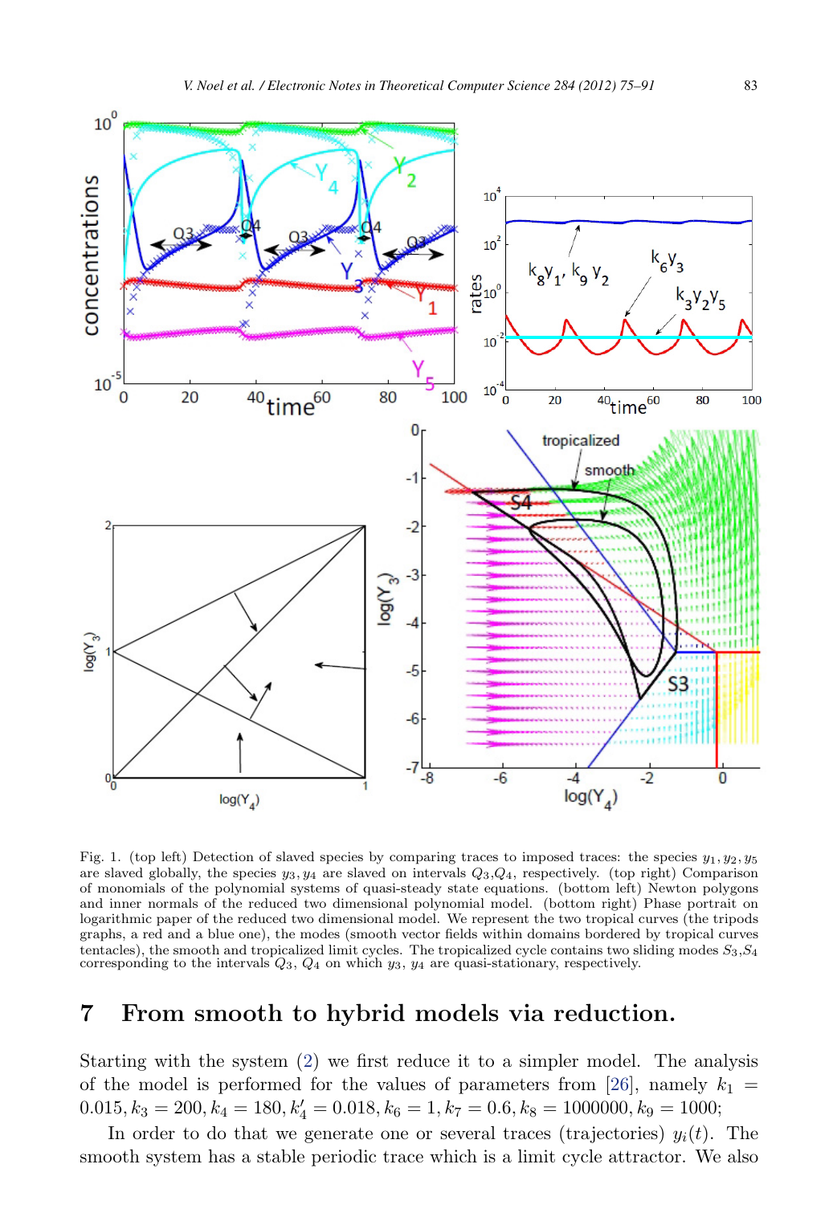Fig. 1. (top left) Detection of slaved species by comparing traces to imposed traces: the species $y_1, y_2, y_5$ are slaved globally, the species $y_3, y_4$ are slaved on intervals $Q_3$,$Q_4$, respectively. (top right) Comparison of monomials of the polynomial systems of quasi-steady state equations. (bottom left) Newton polygons and inner normals of the reduced two dimensional polynomial model. (bottom right) Phase portrait on logarithmic paper of the reduced two dimensional model. We represent the two tropical curves (the tripods graphs, a red and a blue one), the modes (smooth vector fields within domains bordered by tropical curves tentacles), the smooth and tropicalized limit cycles. The tropicalized cycle contains two sliding modes $S_3$,$S_4$ corresponding to the intervals $Q_3$, $Q_4$ on which $y_3$, $y_4$ are quasi-stationary, respectively.

## 7 From smooth to hybrid models via reduction.

Starting with the system (2) we first reduce it to a simpler model. The analysis of the model is performed for the values of parameters from [26], namely $k_1 = 0.015, k_3 = 200, k_4 = 180, k_4' = 0.018, k_6 = 1, k_7 = 0.6, k_8 = 1000000, k_9 = 1000$;

In order to do that we generate one or several traces (trajectories) $y_i(t)$. The smooth system has a stable periodic trace which is a limit cycle attractor. We also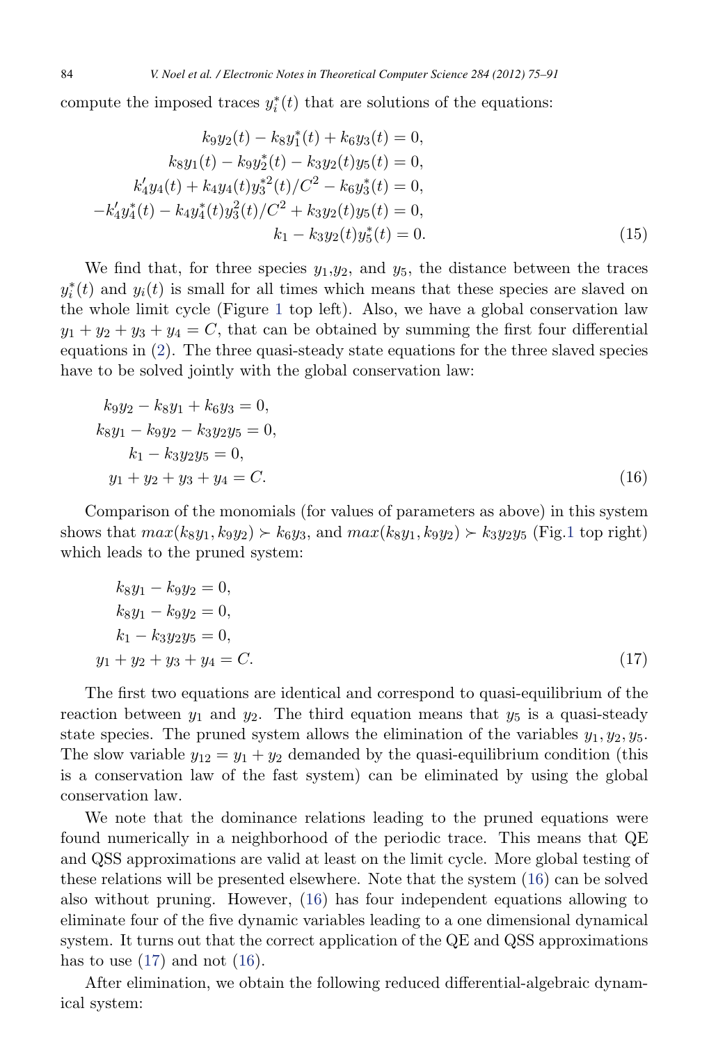compute the imposed traces $y_i^*(t)$ that are solutions of the equations:

$$
\begin{aligned}
k_9 y_2(t) - k_8 y_1^*(t) + k_6 y_3(t) &= 0,\\
k_8 y_1(t) - k_9 y_2^*(t) - k_3 y_2(t) y_5(t) &= 0,\\
k_4' y_4(t) + k_4 y_4(t) y_3^{*2}(t)/C^2 - k_6 y_3^*(t) &= 0,\\
-k_4' y_4^*(t) - k_4 y_4^*(t) y_3^2(t)/C^2 + k_3 y_2(t) y_5(t) &= 0,\\
k_1 - k_3 y_2(t) y_5^*(t) &= 0.
\end{aligned}
\tag{15}
$$

We find that, for three species $y_1$,$y_2$, and $y_5$, the distance between the traces $y_i^*(t)$ and $y_i(t)$ is small for all times which means that these species are slaved on the whole limit cycle (Figure 1 top left). Also, we have a global conservation law $y_1 + y_2 + y_3 + y_4 = C$, that can be obtained by summing the first four differential equations in (2). The three quasi-steady state equations for the three slaved species have to be solved jointly with the global conservation law:

$$
\begin{aligned}
k_9 y_2 - k_8 y_1 + k_6 y_3 &= 0,\\
k_8 y_1 - k_9 y_2 - k_3 y_2 y_5 &= 0,\\
k_1 - k_3 y_2 y_5 &= 0,\\
y_1 + y_2 + y_3 + y_4 &= C.
\end{aligned}
\tag{16}
$$

Comparison of the monomials (for values of parameters as above) in this system shows that $max(k_8 y_1, k_9 y_2) \succ k_6 y_3$, and $max(k_8 y_1, k_9 y_2) \succ k_3 y_2 y_5$ (Fig.1 top right) which leads to the pruned system:

$$
\begin{aligned}
k_8 y_1 - k_9 y_2 &= 0,\\
k_8 y_1 - k_9 y_2 &= 0,\\
k_1 - k_3 y_2 y_5 &= 0,\\
y_1 + y_2 + y_3 + y_4 &= C.
\end{aligned}
\tag{17}
$$

The first two equations are identical and correspond to quasi-equilibrium of the reaction between $y_1$ and $y_2$. The third equation means that $y_5$ is a quasi-steady state species. The pruned system allows the elimination of the variables $y_1, y_2, y_5$. The slow variable $y_{12} = y_1 + y_2$ demanded by the quasi-equilibrium condition (this is a conservation law of the fast system) can be eliminated by using the global conservation law.

We note that the dominance relations leading to the pruned equations were found numerically in a neighborhood of the periodic trace. This means that QE and QSS approximations are valid at least on the limit cycle. More global testing of these relations will be presented elsewhere. Note that the system (16) can be solved also without pruning. However, (16) has four independent equations allowing to eliminate four of the five dynamic variables leading to a one dimensional dynamical system. It turns out that the correct application of the QE and QSS approximations has to use (17) and not (16).

After elimination, we obtain the following reduced differential-algebraic dynamical system: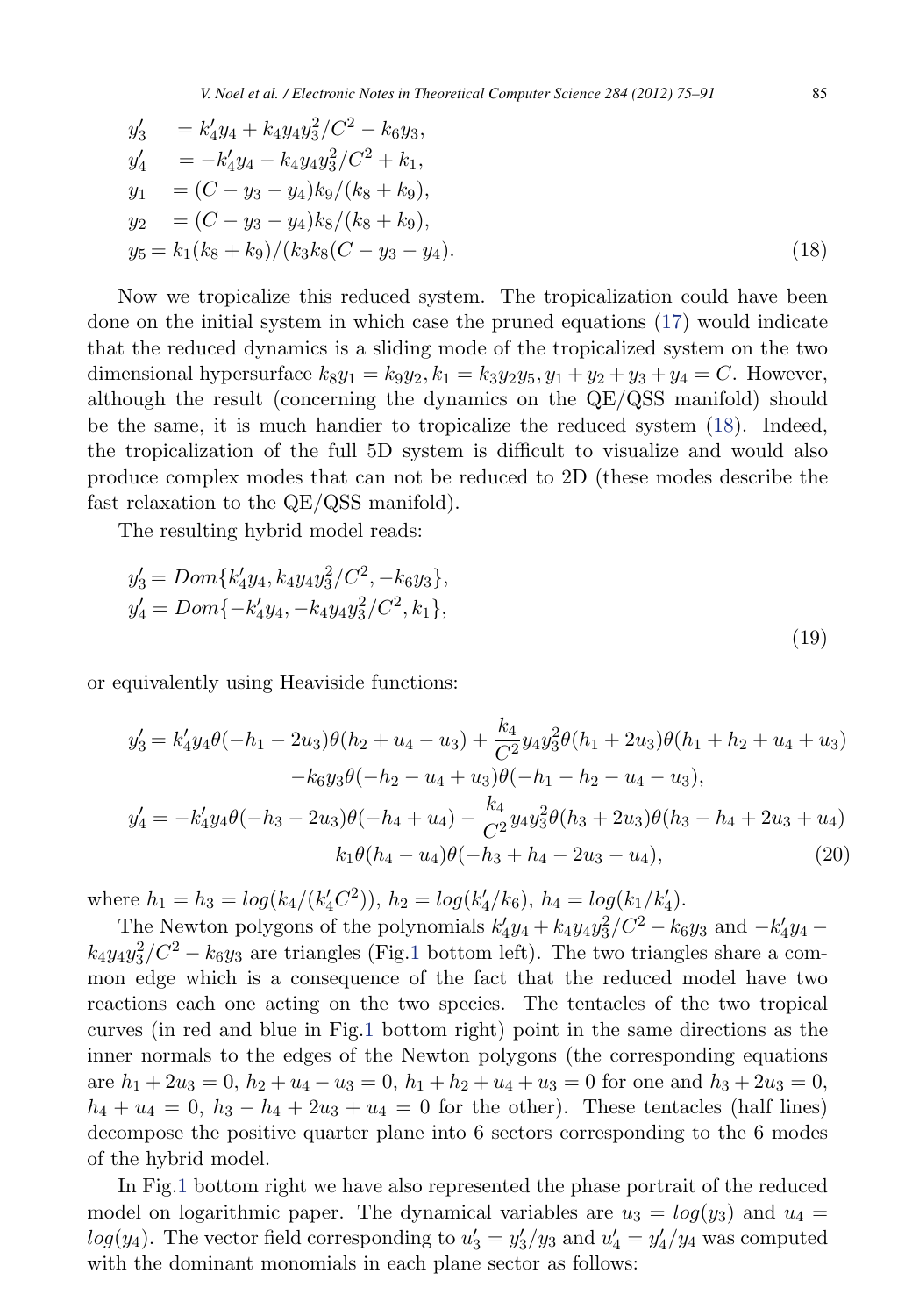$$
\begin{aligned}
y_3' &= k_4' y_4 + k_4 y_4 y_3^2/C^2 - k_6 y_3, \\
y_4' &= -k_4' y_4 - k_4 y_4 y_3^2/C^2 + k_1, \\
y_1 &= (C - y_3 - y_4) k_9/(k_8 + k_9), \\
y_2 &= (C - y_3 - y_4) k_8/(k_8 + k_9), \\
y_5 &= k_1(k_8 + k_9)/(k_3 k_8 (C - y_3 - y_4)). 
\end{aligned} \tag{18}
$$

Now we tropicalize this reduced system. The tropicalization could have been done on the initial system in which case the pruned equations (17) would indicate that the reduced dynamics is a sliding mode of the tropicalized system on the two dimensional hypersurface $k_8 y_1 = k_9 y_2, k_1 = k_3 y_2 y_5, y_1 + y_2 + y_3 + y_4 = C$. However, although the result (concerning the dynamics on the QE/QSS manifold) should be the same, it is much handier to tropicalize the reduced system (18). Indeed, the tropicalization of the full 5D system is difficult to visualize and would also produce complex modes that can not be reduced to 2D (these modes describe the fast relaxation to the QE/QSS manifold).

The resulting hybrid model reads:

$$
\begin{aligned}
y_3' &= Dom\{k_4' y_4, k_4 y_4 y_3^2/C^2, -k_6 y_3\}, \\
y_4' &= Dom\{-k_4' y_4, -k_4 y_4 y_3^2/C^2, k_1\},
\end{aligned} \tag{19}
$$

or equivalently using Heaviside functions:

$$
\begin{aligned}
y_3' = {} & k_4' y_4 \theta(-h_1 - 2u_3)\theta(h_2 + u_4 - u_3) + \frac{k_4}{C^2} y_4 y_3^2 \theta(h_1 + 2u_3)\theta(h_1 + h_2 + u_4 + u_3) \\
& - k_6 y_3 \theta(-h_2 - u_4 + u_3)\theta(-h_1 - h_2 - u_4 - u_3), \\
y_4' = {} & -k_4' y_4 \theta(-h_3 - 2u_3)\theta(-h_4 + u_4) - \frac{k_4}{C^2} y_4 y_3^2 \theta(h_3 + 2u_3)\theta(h_3 - h_4 + 2u_3 + u_4) \\
& k_1 \theta(h_4 - u_4)\theta(-h_3 + h_4 - 2u_3 - u_4),
\end{aligned} \tag{20}
$$

where $h_1 = h_3 = log(k_4/(k_4' C^2))$, $h_2 = log(k_4'/k_6)$, $h_4 = log(k_1/k_4')$.

The Newton polygons of the polynomials $k_4' y_4 + k_4 y_4 y_3^2/C^2 - k_6 y_3$ and $-k_4' y_4 - k_4 y_4 y_3^2/C^2 - k_6 y_3$ are triangles (Fig.1 bottom left). The two triangles share a common edge which is a consequence of the fact that the reduced model have two reactions each one acting on the two species. The tentacles of the two tropical curves (in red and blue in Fig.1 bottom right) point in the same directions as the inner normals to the edges of the Newton polygons (the corresponding equations are $h_1 + 2u_3 = 0$, $h_2 + u_4 - u_3 = 0$, $h_1 + h_2 + u_4 + u_3 = 0$ for one and $h_3 + 2u_3 = 0$, $h_4 + u_4 = 0$, $h_3 - h_4 + 2u_3 + u_4 = 0$ for the other). These tentacles (half lines) decompose the positive quarter plane into 6 sectors corresponding to the 6 modes of the hybrid model.

In Fig.1 bottom right we have also represented the phase portrait of the reduced model on logarithmic paper. The dynamical variables are $u_3 = log(y_3)$ and $u_4 = log(y_4)$. The vector field corresponding to $u_3' = y_3'/y_3$ and $u_4' = y_4'/y_4$ was computed with the dominant monomials in each plane sector as follows: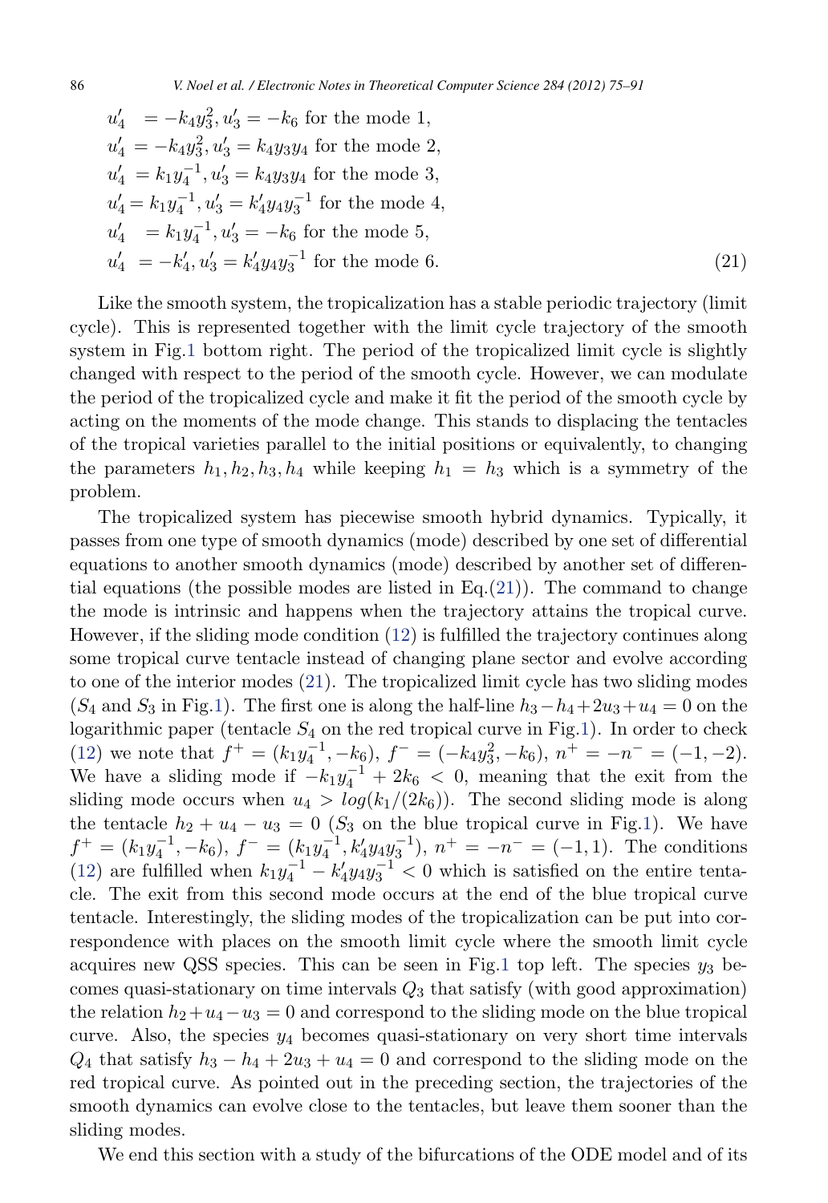$$
\begin{aligned}
u_4' &= -k_4 y_3^2, u_3' = -k_6 \text{ for the mode 1,} \\
u_4' &= -k_4 y_3^2, u_3' = k_4 y_3 y_4 \text{ for the mode 2,} \\
u_4' &= k_1 y_4^{-1}, u_3' = k_4 y_3 y_4 \text{ for the mode 3,} \\
u_4' &= k_1 y_4^{-1}, u_3' = k_4' y_4 y_3^{-1} \text{ for the mode 4,} \\
u_4' &= k_1 y_4^{-1}, u_3' = -k_6 \text{ for the mode 5,} \\
u_4' &= -k_4', u_3' = k_4' y_4 y_3^{-1} \text{ for the mode 6.}
\end{aligned} \tag{21}
$$

Like the smooth system, the tropicalization has a stable periodic trajectory (limit cycle). This is represented together with the limit cycle trajectory of the smooth system in Fig.1 bottom right. The period of the tropicalized limit cycle is slightly changed with respect to the period of the smooth cycle. However, we can modulate the period of the tropicalized cycle and make it fit the period of the smooth cycle by acting on the moments of the mode change. This stands to displacing the tentacles of the tropical varieties parallel to the initial positions or equivalently, to changing the parameters $h_1, h_2, h_3, h_4$ while keeping $h_1 = h_3$ which is a symmetry of the problem.

The tropicalized system has piecewise smooth hybrid dynamics. Typically, it passes from one type of smooth dynamics (mode) described by one set of differential equations to another smooth dynamics (mode) described by another set of differential equations (the possible modes are listed in Eq.(21)). The command to change the mode is intrinsic and happens when the trajectory attains the tropical curve. However, if the sliding mode condition (12) is fulfilled the trajectory continues along some tropical curve tentacle instead of changing plane sector and evolve according to one of the interior modes (21). The tropicalized limit cycle has two sliding modes ($S_4$ and $S_3$ in Fig.1). The first one is along the half-line $h_3 - h_4 + 2u_3 + u_4 = 0$ on the logarithmic paper (tentacle $S_4$ on the red tropical curve in Fig.1). In order to check (12) we note that $f^+ = (k_1 y_4^{-1}, -k_6)$, $f^- = (-k_4 y_3^2, -k_6)$, $n^+ = -n^- = (-1, -2)$. We have a sliding mode if $-k_1 y_4^{-1} + 2k_6 < 0$, meaning that the exit from the sliding mode occurs when $u_4 > log(k_1/(2k_6))$. The second sliding mode is along the tentacle $h_2 + u_4 - u_3 = 0$ ($S_3$ on the blue tropical curve in Fig.1). We have $f^+ = (k_1 y_4^{-1}, -k_6)$, $f^- = (k_1 y_4^{-1}, k_4' y_4 y_3^{-1})$, $n^+ = -n^- = (-1, 1)$. The conditions (12) are fulfilled when $k_1 y_4^{-1} - k_4' y_4 y_3^{-1} < 0$ which is satisfied on the entire tentacle. The exit from this second mode occurs at the end of the blue tropical curve tentacle. Interestingly, the sliding modes of the tropicalization can be put into correspondence with places on the smooth limit cycle where the smooth limit cycle acquires new QSS species. This can be seen in Fig.1 top left. The species $y_3$ becomes quasi-stationary on time intervals $Q_3$ that satisfy (with good approximation) the relation $h_2 + u_4 - u_3 = 0$ and correspond to the sliding mode on the blue tropical curve. Also, the species $y_4$ becomes quasi-stationary on very short time intervals $Q_4$ that satisfy $h_3 - h_4 + 2u_3 + u_4 = 0$ and correspond to the sliding mode on the red tropical curve. As pointed out in the preceding section, the trajectories of the smooth dynamics can evolve close to the tentacles, but leave them sooner than the sliding modes.

We end this section with a study of the bifurcations of the ODE model and of its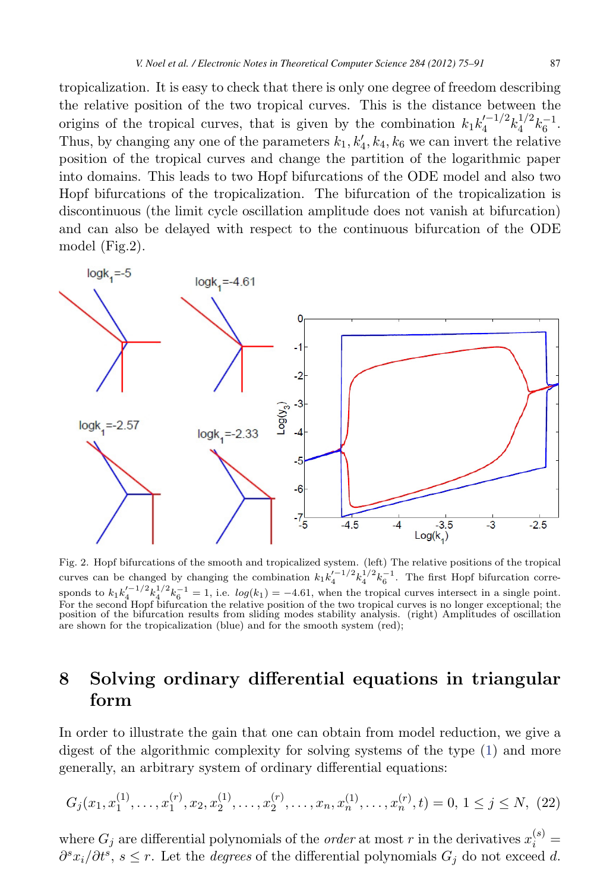tropicalization. It is easy to check that there is only one degree of freedom describing the relative position of the two tropical curves. This is the distance between the origins of the tropical curves, that is given by the combination $k_1 k_4'^{-1/2} k_4^{1/2} k_6^{-1}$. Thus, by changing any one of the parameters $k_1, k_4', k_4, k_6$ we can invert the relative position of the tropical curves and change the partition of the logarithmic paper into domains. This leads to two Hopf bifurcations of the ODE model and also two Hopf bifurcations of the tropicalization. The bifurcation of the tropicalization is discontinuous (the limit cycle oscillation amplitude does not vanish at bifurcation) and can also be delayed with respect to the continuous bifurcation of the ODE model (Fig.2).

Fig. 2. Hopf bifurcations of the smooth and tropicalized system. (left) The relative positions of the tropical curves can be changed by changing the combination $k_1 k_4'^{-1/2} k_4^{1/2} k_6^{-1}$. The first Hopf bifurcation corresponds to $k_1 k_4'^{-1/2} k_4^{1/2} k_6^{-1} = 1$, i.e. $log(k_1) = -4.61$, when the tropical curves intersect in a single point. For the second Hopf bifurcation the relative position of the two tropical curves is no longer exceptional; the position of the bifurcation results from sliding modes stability analysis. (right) Amplitudes of oscillation are shown for the tropicalization (blue) and for the smooth system (red);

## 8 Solving ordinary differential equations in triangular form

In order to illustrate the gain that one can obtain from model reduction, we give a digest of the algorithmic complexity for solving systems of the type (1) and more generally, an arbitrary system of ordinary differential equations:

$$G_j(x_1, x_1^{(1)}, \ldots, x_1^{(r)}, x_2, x_2^{(1)}, \ldots, x_2^{(r)}, \ldots, x_n, x_n^{(1)}, \ldots, x_n^{(r)}, t) = 0,\ 1 \le j \le N, \quad (22)$$

where $G_j$ are differential polynomials of the *order* at most $r$ in the derivatives $x_i^{(s)} = \partial^s x_i / \partial t^s$, $s \le r$. Let the *degrees* of the differential polynomials $G_j$ do not exceed $d$.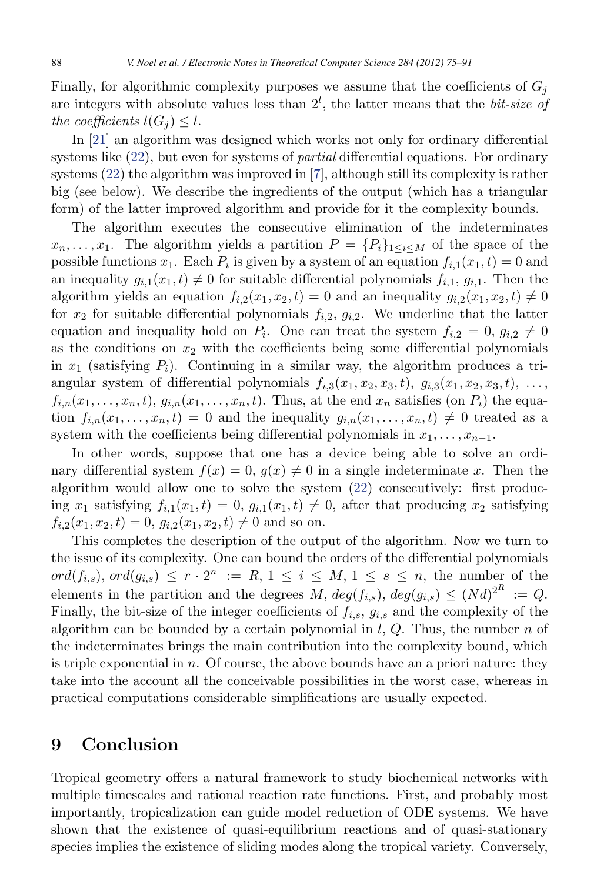Finally, for algorithmic complexity purposes we assume that the coefficients of $G_j$ are integers with absolute values less than $2^l$, the latter means that the *bit-size of the coefficients* $l(G_j) \leq l$.

In [21] an algorithm was designed which works not only for ordinary differential systems like (22), but even for systems of *partial* differential equations. For ordinary systems (22) the algorithm was improved in [7], although still its complexity is rather big (see below). We describe the ingredients of the output (which has a triangular form) of the latter improved algorithm and provide for it the complexity bounds.

The algorithm executes the consecutive elimination of the indeterminates $x_n, \dots, x_1$. The algorithm yields a partition $P = \{P_i\}_{1 \leq i \leq M}$ of the space of the possible functions $x_1$. Each $P_i$ is given by a system of an equation $f_{i,1}(x_1, t) = 0$ and an inequality $g_{i,1}(x_1, t) \neq 0$ for suitable differential polynomials $f_{i,1}$, $g_{i,1}$. Then the algorithm yields an equation $f_{i,2}(x_1, x_2, t) = 0$ and an inequality $g_{i,2}(x_1, x_2, t) \neq 0$ for $x_2$ for suitable differential polynomials $f_{i,2}$, $g_{i,2}$. We underline that the latter equation and inequality hold on $P_i$. One can treat the system $f_{i,2} = 0$, $g_{i,2} \neq 0$ as the conditions on $x_2$ with the coefficients being some differential polynomials in $x_1$ (satisfying $P_i$). Continuing in a similar way, the algorithm produces a triangular system of differential polynomials $f_{i,3}(x_1, x_2, x_3, t)$, $g_{i,3}(x_1, x_2, x_3, t)$, $\dots$, $f_{i,n}(x_1, \dots, x_n, t)$, $g_{i,n}(x_1, \dots, x_n, t)$. Thus, at the end $x_n$ satisfies (on $P_i$) the equation $f_{i,n}(x_1, \dots, x_n, t) = 0$ and the inequality $g_{i,n}(x_1, \dots, x_n, t) \neq 0$ treated as a system with the coefficients being differential polynomials in $x_1, \dots, x_{n-1}$.

In other words, suppose that one has a device being able to solve an ordinary differential system $f(x) = 0$, $g(x) \neq 0$ in a single indeterminate $x$. Then the algorithm would allow one to solve the system (22) consecutively: first producing $x_1$ satisfying $f_{i,1}(x_1, t) = 0$, $g_{i,1}(x_1, t) \neq 0$, after that producing $x_2$ satisfying $f_{i,2}(x_1, x_2, t) = 0$, $g_{i,2}(x_1, x_2, t) \neq 0$ and so on.

This completes the description of the output of the algorithm. Now we turn to the issue of its complexity. One can bound the orders of the differential polynomials $ord(f_{i,s})$, $ord(g_{i,s}) \leq r \cdot 2^n := R$, $1 \leq i \leq M$, $1 \leq s \leq n$, the number of the elements in the partition and the degrees $M$, $deg(f_{i,s})$, $deg(g_{i,s}) \leq (Nd)^{2^R} := Q$. Finally, the bit-size of the integer coefficients of $f_{i,s}$, $g_{i,s}$ and the complexity of the algorithm can be bounded by a certain polynomial in $l$, $Q$. Thus, the number $n$ of the indeterminates brings the main contribution into the complexity bound, which is triple exponential in $n$. Of course, the above bounds have an a priori nature: they take into the account all the conceivable possibilities in the worst case, whereas in practical computations considerable simplifications are usually expected.

## 9 Conclusion

Tropical geometry offers a natural framework to study biochemical networks with multiple timescales and rational reaction rate functions. First, and probably most importantly, tropicalization can guide model reduction of ODE systems. We have shown that the existence of quasi-equilibrium reactions and of quasi-stationary species implies the existence of sliding modes along the tropical variety. Conversely,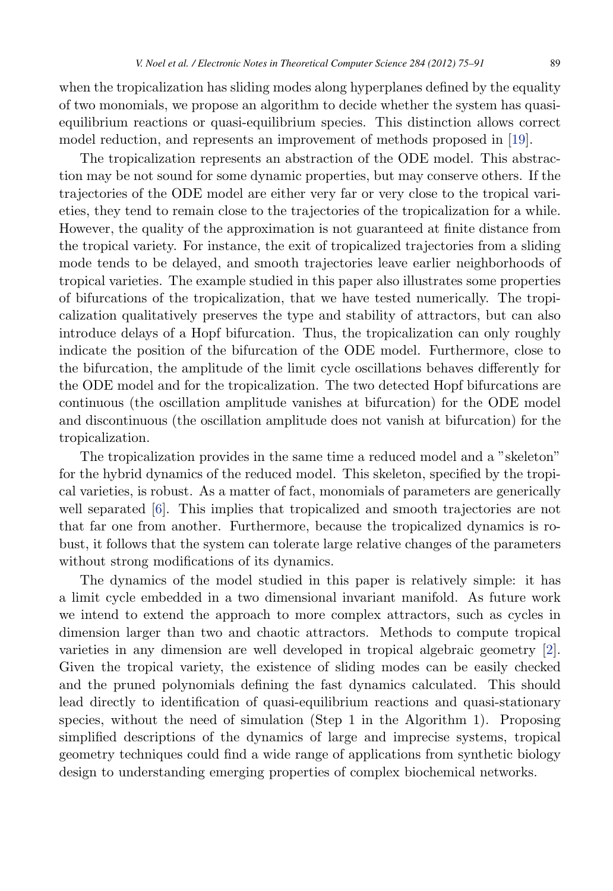when the tropicalization has sliding modes along hyperplanes defined by the equality of two monomials, we propose an algorithm to decide whether the system has quasi-equilibrium reactions or quasi-equilibrium species. This distinction allows correct model reduction, and represents an improvement of methods proposed in [19].

The tropicalization represents an abstraction of the ODE model. This abstraction may be not sound for some dynamic properties, but may conserve others. If the trajectories of the ODE model are either very far or very close to the tropical varieties, they tend to remain close to the trajectories of the tropicalization for a while. However, the quality of the approximation is not guaranteed at finite distance from the tropical variety. For instance, the exit of tropicalized trajectories from a sliding mode tends to be delayed, and smooth trajectories leave earlier neighborhoods of tropical varieties. The example studied in this paper also illustrates some properties of bifurcations of the tropicalization, that we have tested numerically. The tropicalization qualitatively preserves the type and stability of attractors, but can also introduce delays of a Hopf bifurcation. Thus, the tropicalization can only roughly indicate the position of the bifurcation of the ODE model. Furthermore, close to the bifurcation, the amplitude of the limit cycle oscillations behaves differently for the ODE model and for the tropicalization. The two detected Hopf bifurcations are continuous (the oscillation amplitude vanishes at bifurcation) for the ODE model and discontinuous (the oscillation amplitude does not vanish at bifurcation) for the tropicalization.

The tropicalization provides in the same time a reduced model and a "skeleton" for the hybrid dynamics of the reduced model. This skeleton, specified by the tropical varieties, is robust. As a matter of fact, monomials of parameters are generically well separated [6]. This implies that tropicalized and smooth trajectories are not that far one from another. Furthermore, because the tropicalized dynamics is robust, it follows that the system can tolerate large relative changes of the parameters without strong modifications of its dynamics.

The dynamics of the model studied in this paper is relatively simple: it has a limit cycle embedded in a two dimensional invariant manifold. As future work we intend to extend the approach to more complex attractors, such as cycles in dimension larger than two and chaotic attractors. Methods to compute tropical varieties in any dimension are well developed in tropical algebraic geometry [2]. Given the tropical variety, the existence of sliding modes can be easily checked and the pruned polynomials defining the fast dynamics calculated. This should lead directly to identification of quasi-equilibrium reactions and quasi-stationary species, without the need of simulation (Step 1 in the Algorithm 1). Proposing simplified descriptions of the dynamics of large and imprecise systems, tropical geometry techniques could find a wide range of applications from synthetic biology design to understanding emerging properties of complex biochemical networks.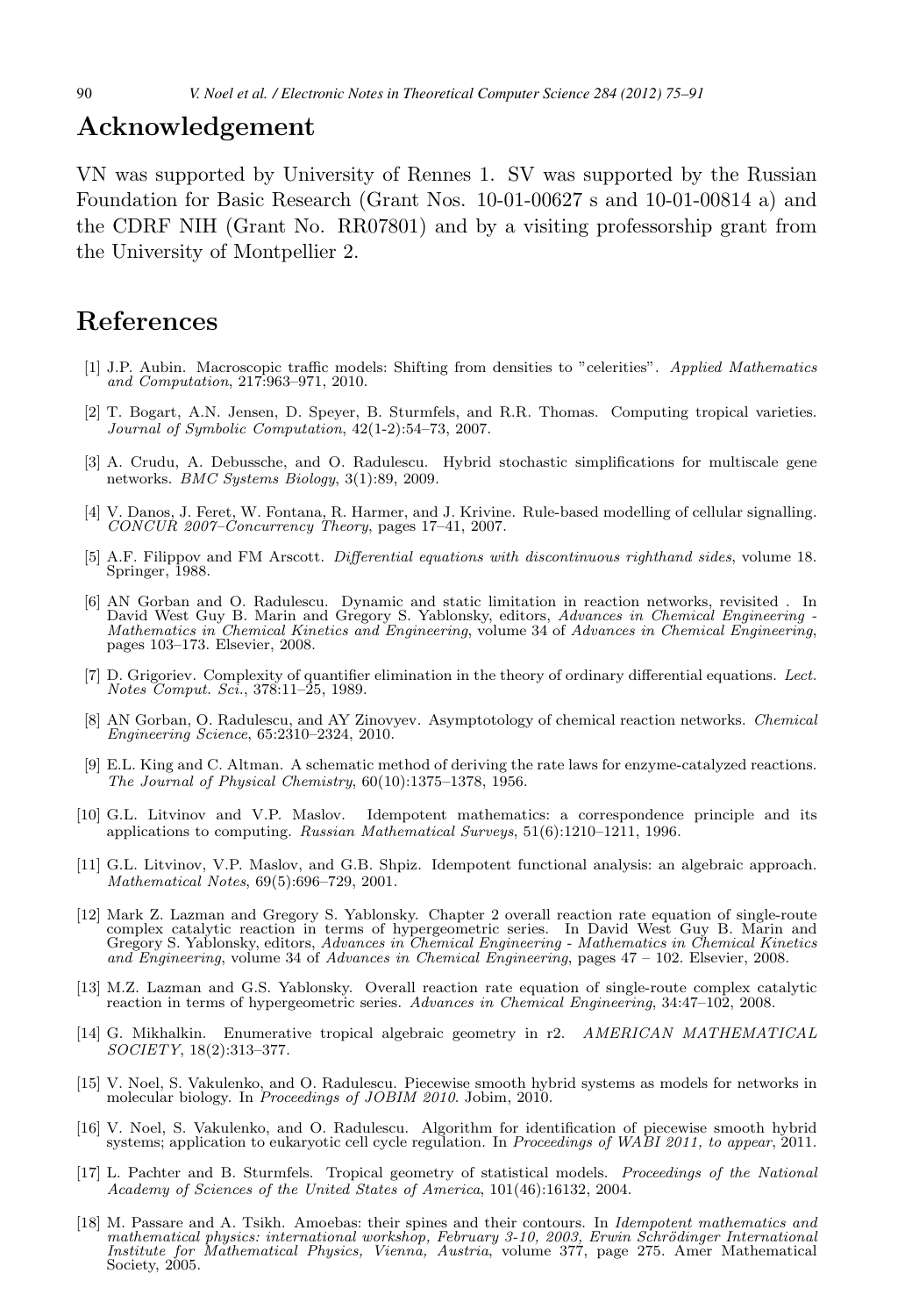# Acknowledgement

VN was supported by University of Rennes 1. SV was supported by the Russian Foundation for Basic Research (Grant Nos. 10-01-00627 s and 10-01-00814 a) and the CDRF NIH (Grant No. RR07801) and by a visiting professorship grant from the University of Montpellier 2.

# References

[1] J.P. Aubin. Macroscopic traffic models: Shifting from densities to "celerities". *Applied Mathematics and Computation*, 217:963–971, 2010.

[2] T. Bogart, A.N. Jensen, D. Speyer, B. Sturmfels, and R.R. Thomas. Computing tropical varieties. *Journal of Symbolic Computation*, 42(1-2):54–73, 2007.

[3] A. Crudu, A. Debussche, and O. Radulescu. Hybrid stochastic simplifications for multiscale gene networks. *BMC Systems Biology*, 3(1):89, 2009.

[4] V. Danos, J. Feret, W. Fontana, R. Harmer, and J. Krivine. Rule-based modelling of cellular signalling. *CONCUR 2007–Concurrency Theory*, pages 17–41, 2007.

[5] A.F. Filippov and FM Arscott. *Differential equations with discontinuous righthand sides*, volume 18. Springer, 1988.

[6] AN Gorban and O. Radulescu. Dynamic and static limitation in reaction networks, revisited . In David West Guy B. Marin and Gregory S. Yablonsky, editors, *Advances in Chemical Engineering - Mathematics in Chemical Kinetics and Engineering*, volume 34 of *Advances in Chemical Engineering*, pages 103–173. Elsevier, 2008.

[7] D. Grigoriev. Complexity of quantifier elimination in the theory of ordinary differential equations. *Lect. Notes Comput. Sci.*, 378:11–25, 1989.

[8] AN Gorban, O. Radulescu, and AY Zinovyev. Asymptotology of chemical reaction networks. *Chemical Engineering Science*, 65:2310–2324, 2010.

[9] E.L. King and C. Altman. A schematic method of deriving the rate laws for enzyme-catalyzed reactions. *The Journal of Physical Chemistry*, 60(10):1375–1378, 1956.

[10] G.L. Litvinov and V.P. Maslov. Idempotent mathematics: a correspondence principle and its applications to computing. *Russian Mathematical Surveys*, 51(6):1210–1211, 1996.

[11] G.L. Litvinov, V.P. Maslov, and G.B. Shpiz. Idempotent functional analysis: an algebraic approach. *Mathematical Notes*, 69(5):696–729, 2001.

[12] Mark Z. Lazman and Gregory S. Yablonsky. Chapter 2 overall reaction rate equation of single-route complex catalytic reaction in terms of hypergeometric series. In David West Guy B. Marin and Gregory S. Yablonsky, editors, *Advances in Chemical Engineering - Mathematics in Chemical Kinetics and Engineering*, volume 34 of *Advances in Chemical Engineering*, pages 47 – 102. Elsevier, 2008.

[13] M.Z. Lazman and G.S. Yablonsky. Overall reaction rate equation of single-route complex catalytic reaction in terms of hypergeometric series. *Advances in Chemical Engineering*, 34:47–102, 2008.

[14] G. Mikhalkin. Enumerative tropical algebraic geometry in r2. *AMERICAN MATHEMATICAL SOCIETY*, 18(2):313–377.

[15] V. Noel, S. Vakulenko, and O. Radulescu. Piecewise smooth hybrid systems as models for networks in molecular biology. In *Proceedings of JOBIM 2010*. Jobim, 2010.

[16] V. Noel, S. Vakulenko, and O. Radulescu. Algorithm for identification of piecewise smooth hybrid systems; application to eukaryotic cell cycle regulation. In *Proceedings of WABI 2011, to appear*, 2011.

[17] L. Pachter and B. Sturmfels. Tropical geometry of statistical models. *Proceedings of the National Academy of Sciences of the United States of America*, 101(46):16132, 2004.

[18] M. Passare and A. Tsikh. Amoebas: their spines and their contours. In *Idempotent mathematics and mathematical physics: international workshop, February 3-10, 2003, Erwin Schrödinger International Institute for Mathematical Physics, Vienna, Austria*, volume 377, page 275. Amer Mathematical Society, 2005.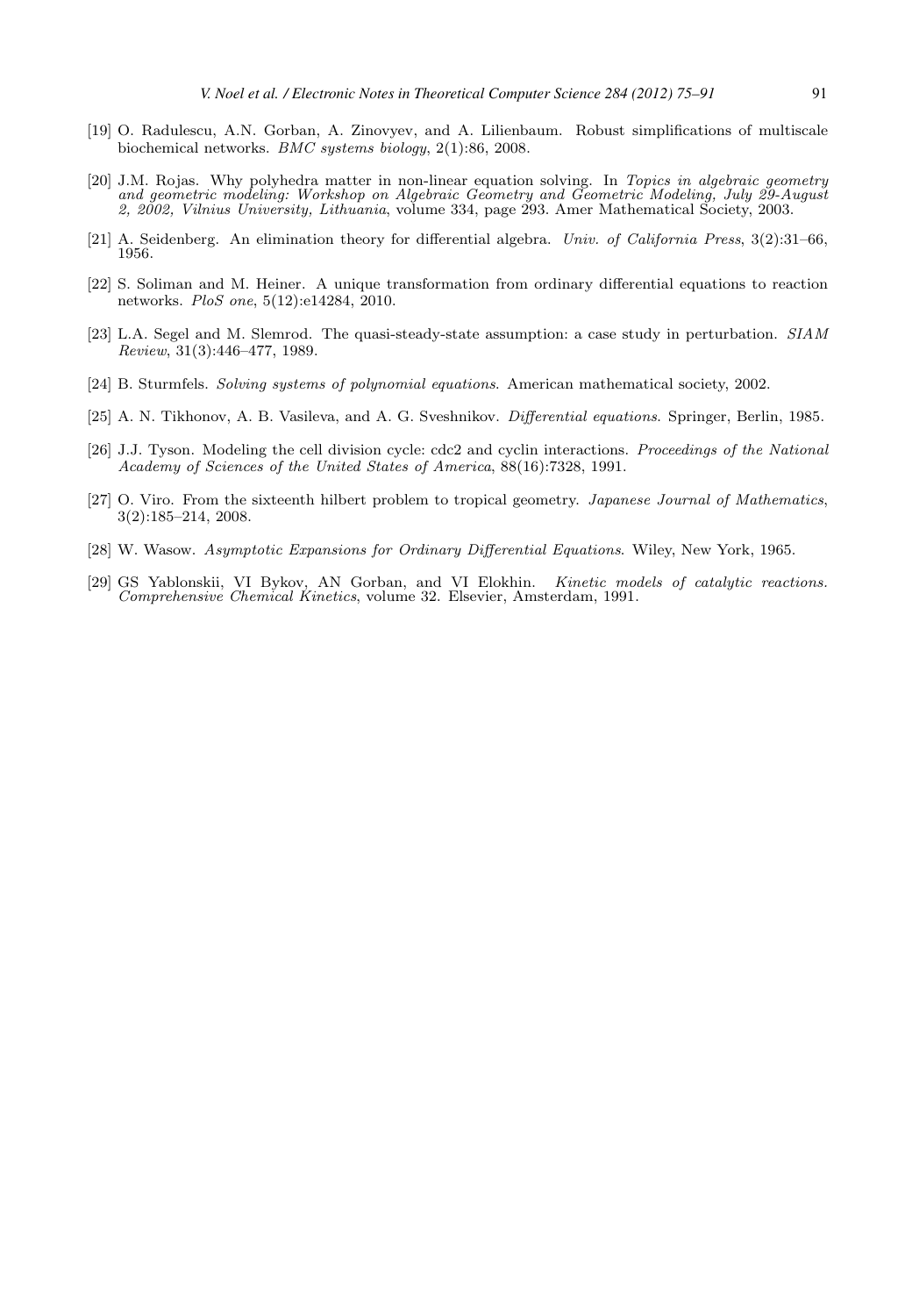[19] O. Radulescu, A.N. Gorban, A. Zinovyev, and A. Lilienbaum. Robust simplifications of multiscale biochemical networks. *BMC systems biology*, 2(1):86, 2008.

[20] J.M. Rojas. Why polyhedra matter in non-linear equation solving. In *Topics in algebraic geometry and geometric modeling: Workshop on Algebraic Geometry and Geometric Modeling, July 29-August 2, 2002, Vilnius University, Lithuania*, volume 334, page 293. Amer Mathematical Society, 2003.

[21] A. Seidenberg. An elimination theory for differential algebra. *Univ. of California Press*, 3(2):31–66, 1956.

[22] S. Soliman and M. Heiner. A unique transformation from ordinary differential equations to reaction networks. *PloS one*, 5(12):e14284, 2010.

[23] L.A. Segel and M. Slemrod. The quasi-steady-state assumption: a case study in perturbation. *SIAM Review*, 31(3):446–477, 1989.

[24] B. Sturmfels. *Solving systems of polynomial equations.* American mathematical society, 2002.

[25] A. N. Tikhonov, A. B. Vasileva, and A. G. Sveshnikov. *Differential equations*. Springer, Berlin, 1985.

[26] J.J. Tyson. Modeling the cell division cycle: cdc2 and cyclin interactions. *Proceedings of the National Academy of Sciences of the United States of America*, 88(16):7328, 1991.

[27] O. Viro. From the sixteenth hilbert problem to tropical geometry. *Japanese Journal of Mathematics*, 3(2):185–214, 2008.

[28] W. Wasow. *Asymptotic Expansions for Ordinary Differential Equations*. Wiley, New York, 1965.

[29] GS Yablonskii, VI Bykov, AN Gorban, and VI Elokhin. *Kinetic models of catalytic reactions. Comprehensive Chemical Kinetics*, volume 32. Elsevier, Amsterdam, 1991.